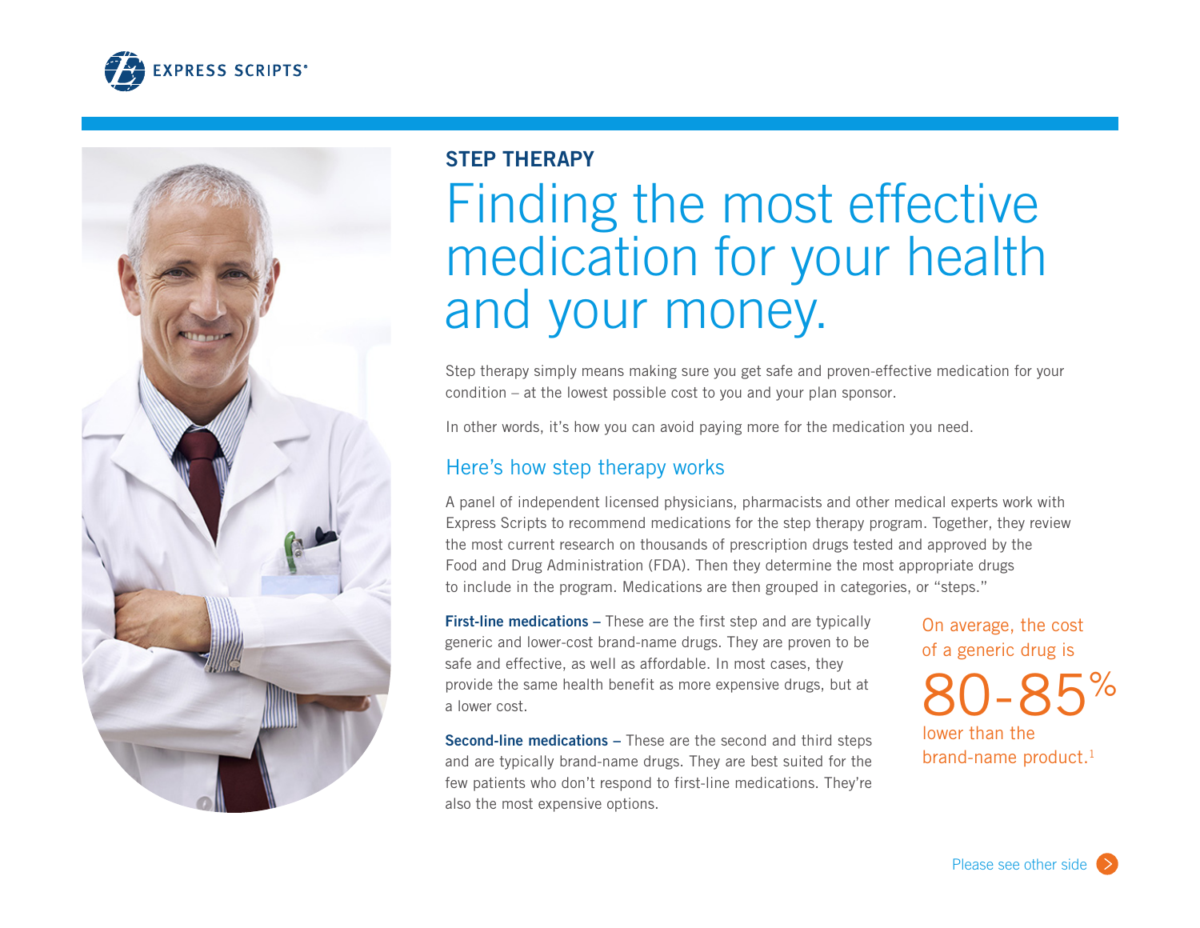EXPRESS SCRIPTS®

## STEP THERAPY

# Finding the most effective medication for your health and your money.

Step therapy simply means making sure you get safe and proven-effective medication for your condition – at the lowest possible cost to you and your plan sponsor.

In other words, it's how you can avoid paying more for the medication you need.

## Here's how step therapy works

A panel of independent licensed physicians, pharmacists and other medical experts work with Express Scripts to recommend medications for the step therapy program. Together, they review the most current research on thousands of prescription drugs tested and approved by the Food and Drug Administration (FDA). Then they determine the most appropriate drugs to include in the program. Medications are then grouped in categories, or "steps."

**First-line medications –** These are the first step and are typically generic and lower-cost brand-name drugs. They are proven to be safe and effective, as well as affordable. In most cases, they provide the same health benefit as more expensive drugs, but at a lower cost.

**Second-line medications –** These are the second and third steps and are typically brand-name drugs. They are best suited for the few patients who don't respond to first-line medications. They're also the most expensive options.

On average, the cost of a generic drug is **80-85%** lower than the brand-name product.[1]

Please see other side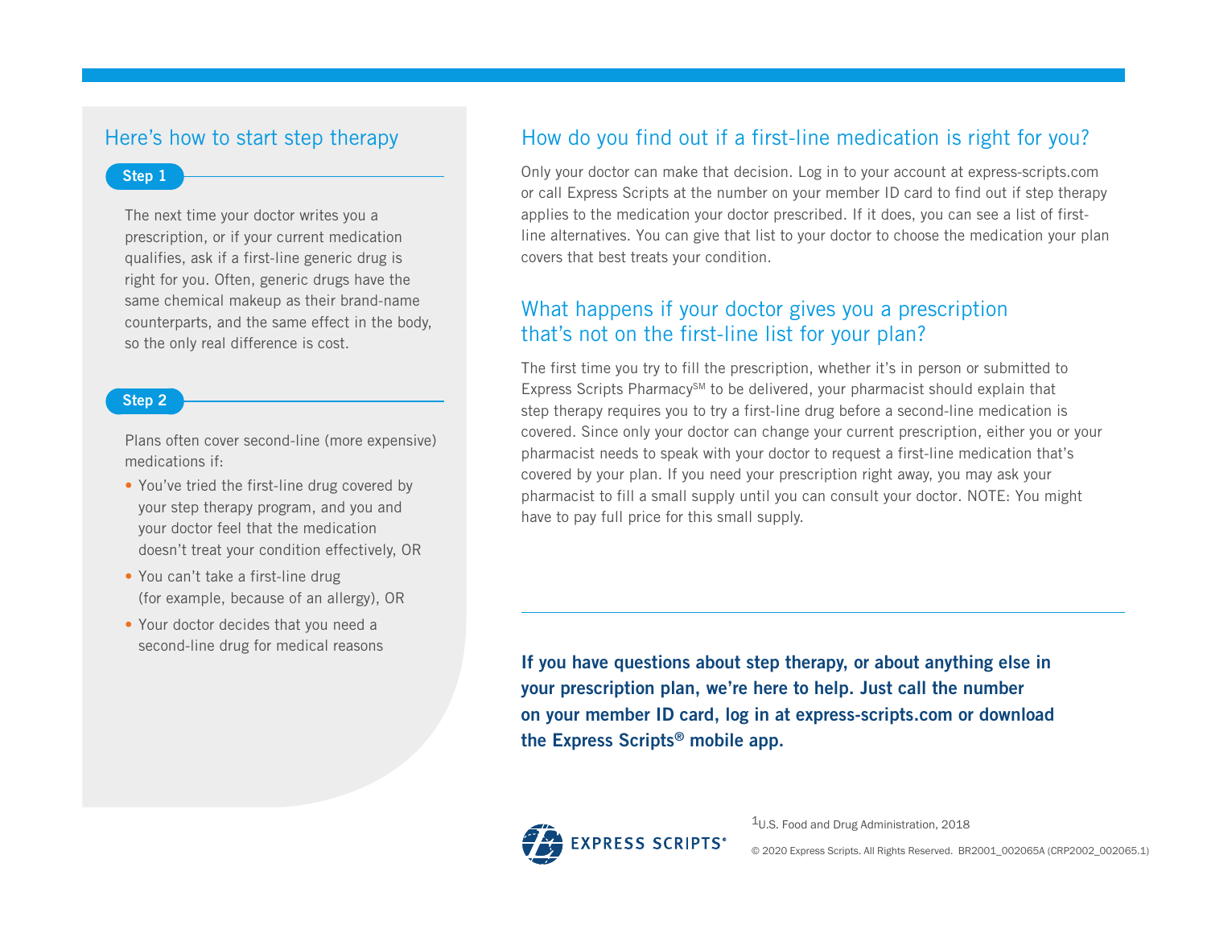## Here's how to start step therapy

**Step 1**

The next time your doctor writes you a prescription, or if your current medication qualifies, ask if a first-line generic drug is right for you. Often, generic drugs have the same chemical makeup as their brand-name counterparts, and the same effect in the body, so the only real difference is cost.

**Step 2**

Plans often cover second-line (more expensive) medications if:

- You've tried the first-line drug covered by your step therapy program, and you and your doctor feel that the medication doesn't treat your condition effectively, OR
- You can't take a first-line drug (for example, because of an allergy), OR
- Your doctor decides that you need a second-line drug for medical reasons

## How do you find out if a first-line medication is right for you?

Only your doctor can make that decision. Log in to your account at express-scripts.com or call Express Scripts at the number on your member ID card to find out if step therapy applies to the medication your doctor prescribed. If it does, you can see a list of first-line alternatives. You can give that list to your doctor to choose the medication your plan covers that best treats your condition.

## What happens if your doctor gives you a prescription that's not on the first-line list for your plan?

The first time you try to fill the prescription, whether it's in person or submitted to Express Scripts Pharmacy[SM] to be delivered, your pharmacist should explain that step therapy requires you to try a first-line drug before a second-line medication is covered. Since only your doctor can change your current prescription, either you or your pharmacist needs to speak with your doctor to request a first-line medication that's covered by your plan. If you need your prescription right away, you may ask your pharmacist to fill a small supply until you can consult your doctor. NOTE: You might have to pay full price for this small supply.

---

**If you have questions about step therapy, or about anything else in your prescription plan, we're here to help. Just call the number on your member ID card, log in at express-scripts.com or download the Express Scripts® mobile app.**

EXPRESS SCRIPTS®

[1]U.S. Food and Drug Administration, 2018

© 2020 Express Scripts. All Rights Reserved. BR2001_002065A (CRP2002_002065.1)